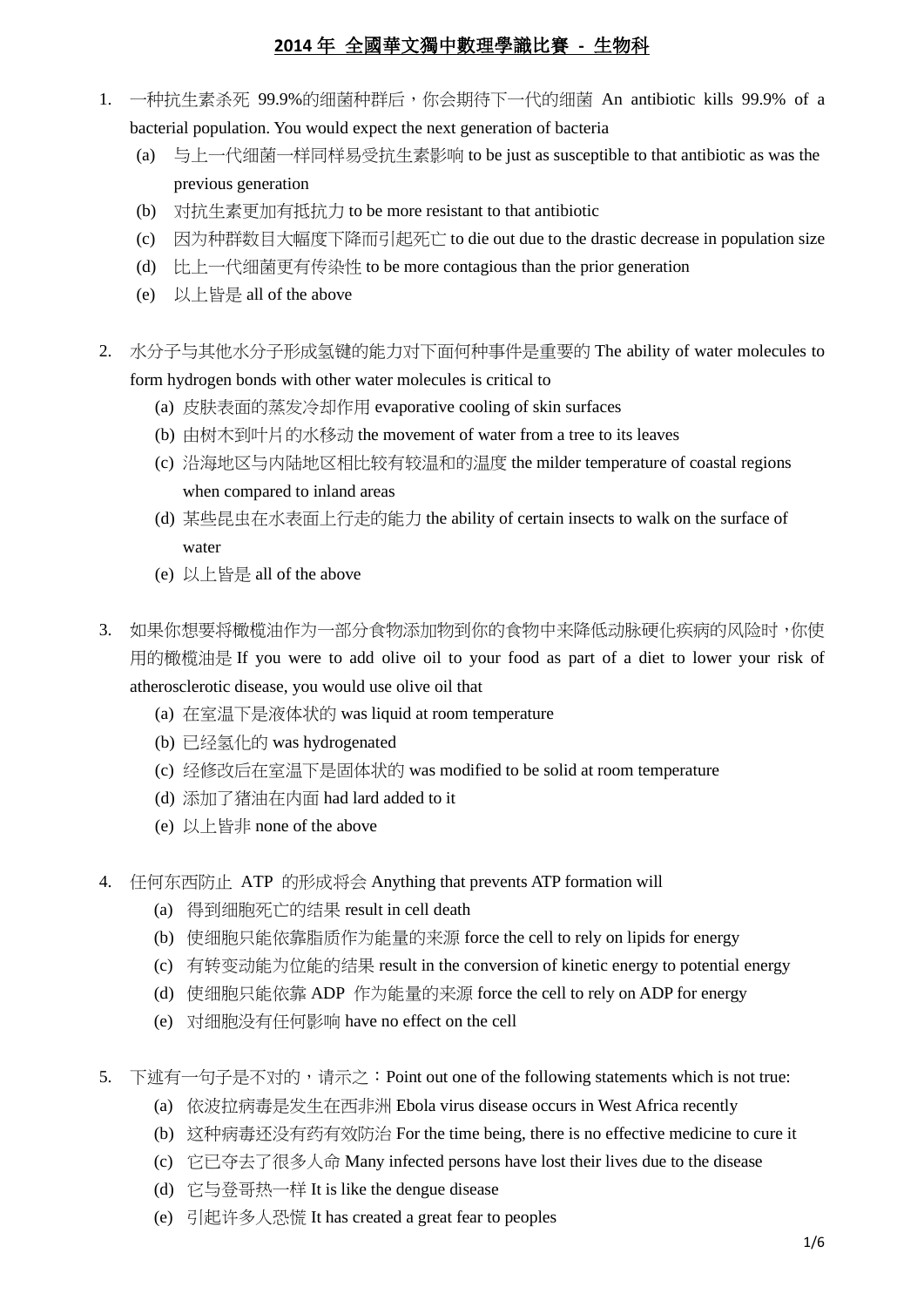# 2014 年 全國華文獨中數理學識比賽 - 生物科

1. 一种抗生素杀死 99.9%的细菌种群后，你会期待下一代的细菌 An antibiotic kills 99.9% of a bacterial population. You would expect the next generation of bacteria
   - (a) 与上一代细菌一样同样易受抗生素影响 to be just as susceptible to that antibiotic as was the previous generation
   - (b) 对抗生素更加有抵抗力 to be more resistant to that antibiotic
   - (c) 因为种群数目大幅度下降而引起死亡 to die out due to the drastic decrease in population size
   - (d) 比上一代细菌更有传染性 to be more contagious than the prior generation
   - (e) 以上皆是 all of the above

2. 水分子与其他水分子形成氢键的能力对下面何种事件是重要的 The ability of water molecules to form hydrogen bonds with other water molecules is critical to
   - (a) 皮肤表面的蒸发冷却作用 evaporative cooling of skin surfaces
   - (b) 由树木到叶片的水移动 the movement of water from a tree to its leaves
   - (c) 沿海地区与内陆地区相比较有较温和的温度 the milder temperature of coastal regions when compared to inland areas
   - (d) 某些昆虫在水表面上行走的能力 the ability of certain insects to walk on the surface of water
   - (e) 以上皆是 all of the above

3. 如果你想要将橄榄油作为一部分食物添加物到你的食物中来降低动脉硬化疾病的风险时，你使用的橄榄油是 If you were to add olive oil to your food as part of a diet to lower your risk of atherosclerotic disease, you would use olive oil that
   - (a) 在室温下是液体状的 was liquid at room temperature
   - (b) 已经氢化的 was hydrogenated
   - (c) 经修改后在室温下是固体状的 was modified to be solid at room temperature
   - (d) 添加了猪油在内面 had lard added to it
   - (e) 以上皆非 none of the above

4. 任何东西防止 ATP 的形成将会 Anything that prevents ATP formation will
   - (a) 得到细胞死亡的结果 result in cell death
   - (b) 使细胞只能依靠脂质作为能量的来源 force the cell to rely on lipids for energy
   - (c) 有转变动能为位能的结果 result in the conversion of kinetic energy to potential energy
   - (d) 使细胞只能依靠 ADP 作为能量的来源 force the cell to rely on ADP for energy
   - (e) 对细胞没有任何影响 have no effect on the cell

5. 下述有一句子是不对的，请示之：Point out one of the following statements which is not true:
   - (a) 依波拉病毒是发生在西非洲 Ebola virus disease occurs in West Africa recently
   - (b) 这种病毒还没有药有效防治 For the time being, there is no effective medicine to cure it
   - (c) 它已夺去了很多人命 Many infected persons have lost their lives due to the disease
   - (d) 它与登哥热一样 It is like the dengue disease
   - (e) 引起许多人恐慌 It has created a great fear to peoples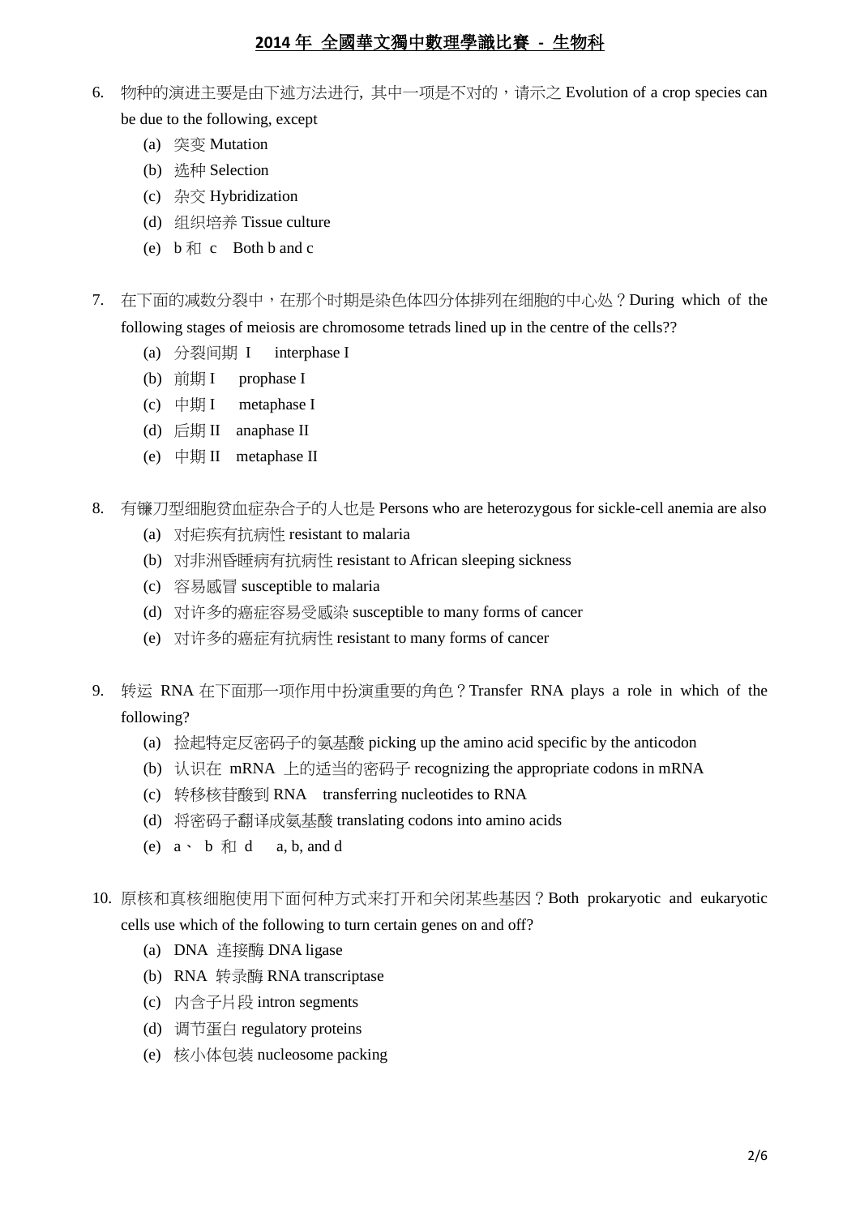6. 物种的演进主要是由下述方法进行, 其中一项是不对的，请示之 Evolution of a crop species can be due to the following, except
   (a) 突变 Mutation
   (b) 选种 Selection
   (c) 杂交 Hybridization
   (d) 组织培养 Tissue culture
   (e) b 和 c  Both b and c

7. 在下面的减数分裂中，在那个时期是染色体四分体排列在细胞的中心处？During which of the following stages of meiosis are chromosome tetrads lined up in the centre of the cells??
   (a) 分裂间期 I  interphase I
   (b) 前期 I  prophase I
   (c) 中期 I  metaphase I
   (d) 后期 II  anaphase II
   (e) 中期 II  metaphase II

8. 有镰刀型细胞贫血症杂合子的人也是 Persons who are heterozygous for sickle-cell anemia are also
   (a) 对疟疾有抗病性 resistant to malaria
   (b) 对非洲昏睡病有抗病性 resistant to African sleeping sickness
   (c) 容易感冒 susceptible to malaria
   (d) 对许多的癌症容易受感染 susceptible to many forms of cancer
   (e) 对许多的癌症有抗病性 resistant to many forms of cancer

9. 转运 RNA 在下面那一项作用中扮演重要的角色？Transfer RNA plays a role in which of the following?
   (a) 捡起特定反密码子的氨基酸 picking up the amino acid specific by the anticodon
   (b) 认识在 mRNA 上的适当的密码子 recognizing the appropriate codons in mRNA
   (c) 转移核苷酸到 RNA  transferring nucleotides to RNA
   (d) 将密码子翻译成氨基酸 translating codons into amino acids
   (e) a、 b 和 d   a, b, and d

10. 原核和真核细胞使用下面何种方式来打开和关闭某些基因？Both prokaryotic and eukaryotic cells use which of the following to turn certain genes on and off?
    (a) DNA 连接酶 DNA ligase
    (b) RNA 转录酶 RNA transcriptase
    (c) 内含子片段 intron segments
    (d) 调节蛋白 regulatory proteins
    (e) 核小体包装 nucleosome packing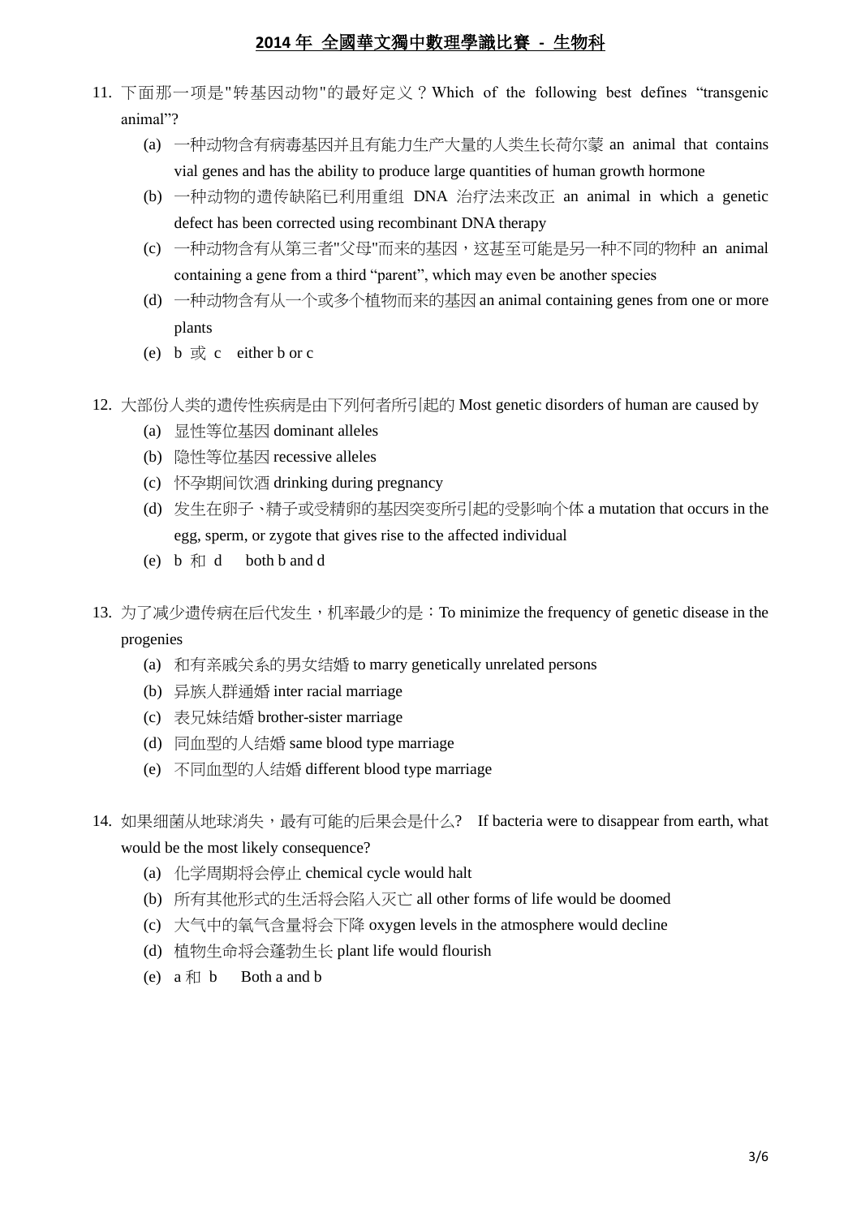11. 下面那一项是"转基因动物"的最好定义？Which of the following best defines “transgenic animal”?
    (a) 一种动物含有病毒基因并且有能力生产大量的人类生长荷尔蒙 an animal that contains vial genes and has the ability to produce large quantities of human growth hormone
    (b) 一种动物的遗传缺陷已利用重组 DNA 治疗法来改正 an animal in which a genetic defect has been corrected using recombinant DNA therapy
    (c) 一种动物含有从第三者"父母"而来的基因，这甚至可能是另一种不同的物种 an animal containing a gene from a third “parent”, which may even be another species
    (d) 一种动物含有从一个或多个植物而来的基因 an animal containing genes from one or more plants
    (e) b 或 c either b or c

12. 大部份人类的遗传性疾病是由下列何者所引起的 Most genetic disorders of human are caused by
    (a) 显性等位基因 dominant alleles
    (b) 隐性等位基因 recessive alleles
    (c) 怀孕期间饮酒 drinking during pregnancy
    (d) 发生在卵子、精子或受精卵的基因突变所引起的受影响个体 a mutation that occurs in the egg, sperm, or zygote that gives rise to the affected individual
    (e) b 和 d both b and d

13. 为了减少遗传病在后代发生，机率最少的是：To minimize the frequency of genetic disease in the progenies
    (a) 和有亲戚关系的男女结婚 to marry genetically unrelated persons
    (b) 异族人群通婚 inter racial marriage
    (c) 表兄妹结婚 brother-sister marriage
    (d) 同血型的人结婚 same blood type marriage
    (e) 不同血型的人结婚 different blood type marriage

14. 如果细菌从地球消失，最有可能的后果会是什么? If bacteria were to disappear from earth, what would be the most likely consequence?
    (a) 化学周期将会停止 chemical cycle would halt
    (b) 所有其他形式的生活将会陷入灭亡 all other forms of life would be doomed
    (c) 大气中的氧气含量将会下降 oxygen levels in the atmosphere would decline
    (d) 植物生命将会蓬勃生长 plant life would flourish
    (e) a 和 b Both a and b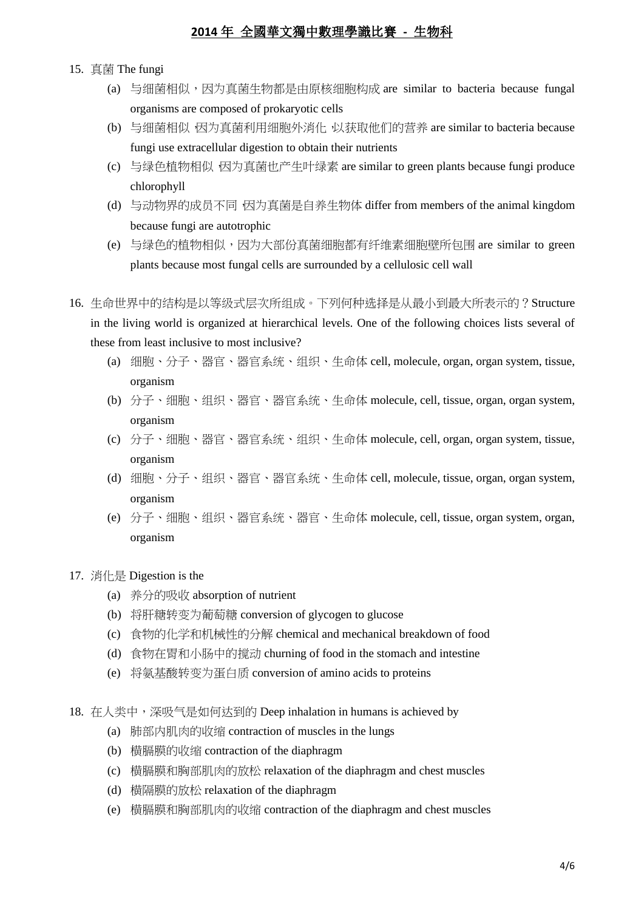15. 真菌 The fungi
    (a) 与细菌相似，因为真菌生物都是由原核细胞构成 are similar to bacteria because fungal organisms are composed of prokaryotic cells
    (b) 与细菌相似，因为真菌利用细胞外消化，以获取他们的营养 are similar to bacteria because fungi use extracellular digestion to obtain their nutrients
    (c) 与绿色植物相似，因为真菌也产生叶绿素 are similar to green plants because fungi produce chlorophyll
    (d) 与动物界的成员不同，因为真菌是自养生物体 differ from members of the animal kingdom because fungi are autotrophic
    (e) 与绿色的植物相似，因为大部份真菌细胞都有纤维素细胞壁所包围 are similar to green plants because most fungal cells are surrounded by a cellulosic cell wall

16. 生命世界中的结构是以等级式层次所组成。下列何种选择是从最小到最大所表示的？Structure in the living world is organized at hierarchical levels. One of the following choices lists several of these from least inclusive to most inclusive?
    (a) 细胞、分子、器官、器官系统、组织、生命体 cell, molecule, organ, organ system, tissue, organism
    (b) 分子、细胞、组织、器官、器官系统、生命体 molecule, cell, tissue, organ, organ system, organism
    (c) 分子、细胞、器官、器官系统、组织、生命体 molecule, cell, organ, organ system, tissue, organism
    (d) 细胞、分子、组织、器官、器官系统、生命体 cell, molecule, tissue, organ, organ system, organism
    (e) 分子、细胞、组织、器官系统、器官、生命体 molecule, cell, tissue, organ system, organ, organism

17. 消化是 Digestion is the
    (a) 养分的吸收 absorption of nutrient
    (b) 将肝糖转变为葡萄糖 conversion of glycogen to glucose
    (c) 食物的化学和机械性的分解 chemical and mechanical breakdown of food
    (d) 食物在胃和小肠中的搅动 churning of food in the stomach and intestine
    (e) 将氨基酸转变为蛋白质 conversion of amino acids to proteins

18. 在人类中，深吸气是如何达到的 Deep inhalation in humans is achieved by
    (a) 肺部内肌肉的收缩 contraction of muscles in the lungs
    (b) 横膈膜的收缩 contraction of the diaphragm
    (c) 横膈膜和胸部肌肉的放松 relaxation of the diaphragm and chest muscles
    (d) 横隔膜的放松 relaxation of the diaphragm
    (e) 横膈膜和胸部肌肉的收缩 contraction of the diaphragm and chest muscles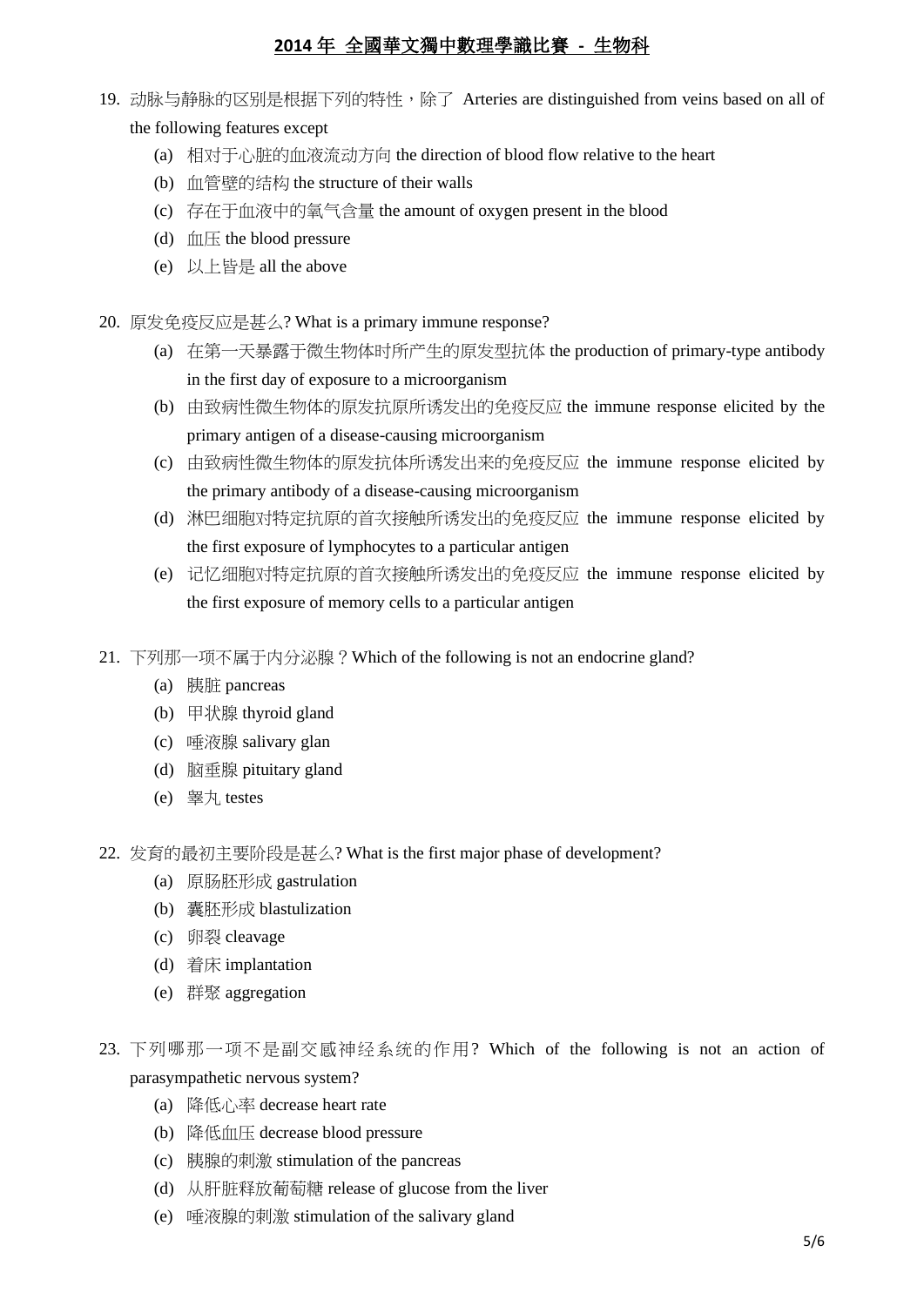19. 动脉与静脉的区别是根据下列的特性，除了 Arteries are distinguished from veins based on all of the following features except
    - (a) 相对于心脏的血液流动方向 the direction of blood flow relative to the heart
    - (b) 血管壁的结构 the structure of their walls
    - (c) 存在于血液中的氧气含量 the amount of oxygen present in the blood
    - (d) 血压 the blood pressure
    - (e) 以上皆是 all the above

20. 原发免疫反应是甚么? What is a primary immune response?
    - (a) 在第一天暴露于微生物体时所产生的原发型抗体 the production of primary-type antibody in the first day of exposure to a microorganism
    - (b) 由致病性微生物体的原发抗原所诱发出的免疫反应 the immune response elicited by the primary antigen of a disease-causing microorganism
    - (c) 由致病性微生物体的原发抗体所诱发出来的免疫反应 the immune response elicited by the primary antibody of a disease-causing microorganism
    - (d) 淋巴细胞对特定抗原的首次接触所诱发出的免疫反应 the immune response elicited by the first exposure of lymphocytes to a particular antigen
    - (e) 记忆细胞对特定抗原的首次接触所诱发出的免疫反应 the immune response elicited by the first exposure of memory cells to a particular antigen

21. 下列那一项不属于内分泌腺？Which of the following is not an endocrine gland?
    - (a) 胰脏 pancreas
    - (b) 甲状腺 thyroid gland
    - (c) 唾液腺 salivary glan
    - (d) 脑垂腺 pituitary gland
    - (e) 睾丸 testes

22. 发育的最初主要阶段是甚么? What is the first major phase of development?
    - (a) 原肠胚形成 gastrulation
    - (b) 囊胚形成 blastulization
    - (c) 卵裂 cleavage
    - (d) 着床 implantation
    - (e) 群聚 aggregation

23. 下列哪那一项不是副交感神经系统的作用? Which of the following is not an action of parasympathetic nervous system?
    - (a) 降低心率 decrease heart rate
    - (b) 降低血压 decrease blood pressure
    - (c) 胰腺的刺激 stimulation of the pancreas
    - (d) 从肝脏释放葡萄糖 release of glucose from the liver
    - (e) 唾液腺的刺激 stimulation of the salivary gland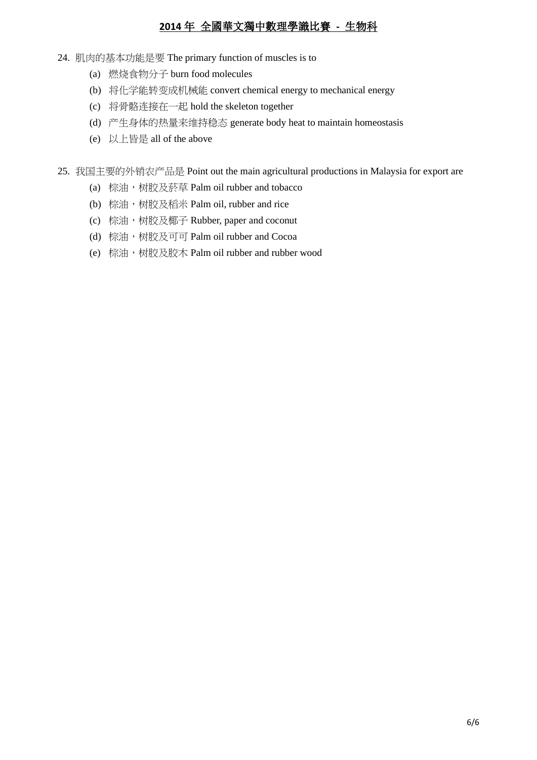24. 肌肉的基本功能是要 The primary function of muscles is to
    (a) 燃烧食物分子 burn food molecules
    (b) 将化学能转变成机械能 convert chemical energy to mechanical energy
    (c) 将骨骼连接在一起 hold the skeleton together
    (d) 产生身体的热量来维持稳态 generate body heat to maintain homeostasis
    (e) 以上皆是 all of the above

25. 我国主要的外销农产品是 Point out the main agricultural productions in Malaysia for export are
    (a) 棕油，树胶及菸草 Palm oil rubber and tobacco
    (b) 棕油，树胶及稻米 Palm oil, rubber and rice
    (c) 棕油，树胶及椰子 Rubber, paper and coconut
    (d) 棕油，树胶及可可 Palm oil rubber and Cocoa
    (e) 棕油，树胶及胶木 Palm oil rubber and rubber wood